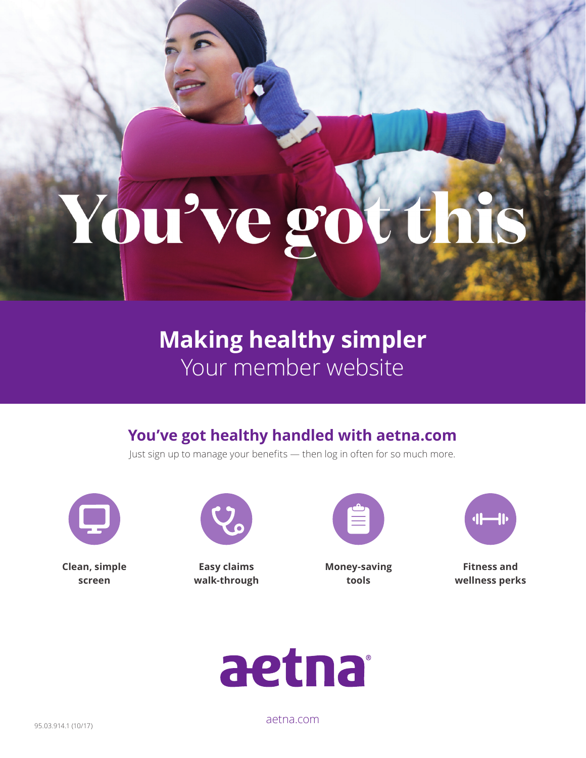# You've got this

## Making healthy simpler

Your member website

## You've got healthy handled with aetna.com

Just sign up to manage your benefits — then log in often for so much more.

**Clean, simple screen**

**Easy claims walk-through**

**Money-saving tools**

**Fitness and wellness perks**

aetna®

aetna.com

95.03.914.1 (10/17)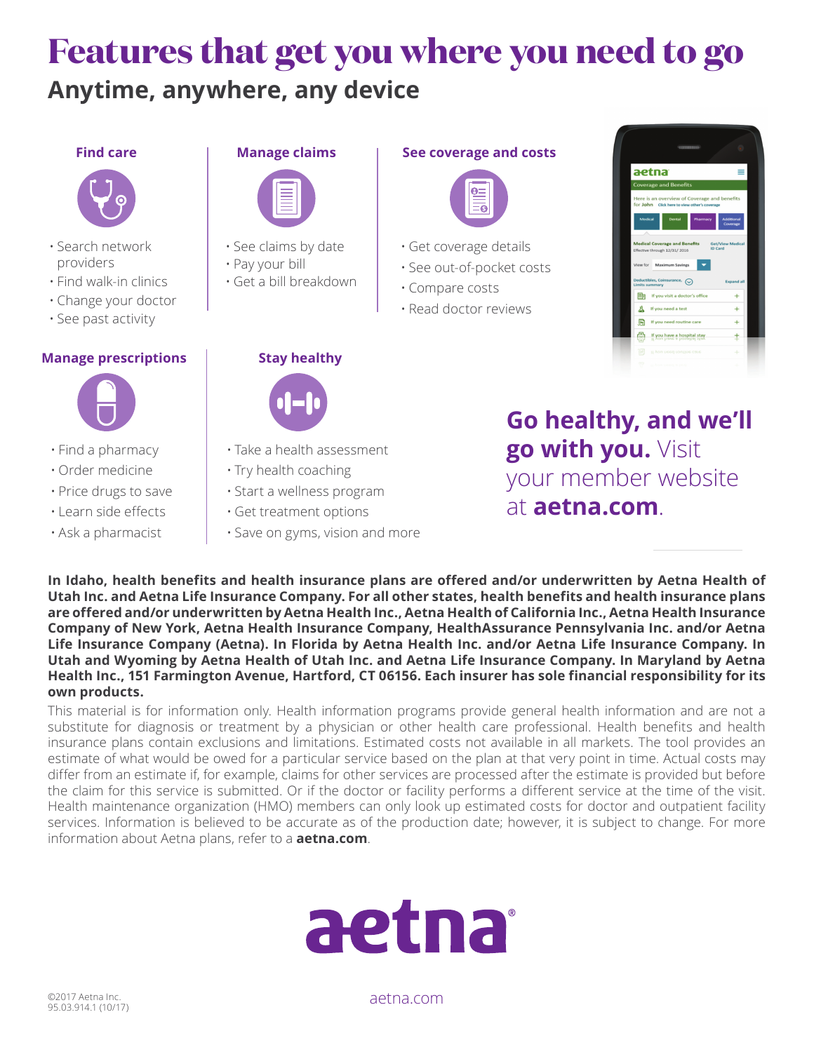# Features that get you where you need to go

## Anytime, anywhere, any device

### Find care

- Search network providers
- Find walk-in clinics
- Change your doctor
- See past activity

### Manage claims

- See claims by date
- Pay your bill
- Get a bill breakdown

### See coverage and costs

- Get coverage details
- See out-of-pocket costs
- Compare costs
- Read doctor reviews

### Manage prescriptions

- Find a pharmacy
- Order medicine
- Price drugs to save
- Learn side effects
- Ask a pharmacist

### Stay healthy

- Take a health assessment
- Try health coaching
- Start a wellness program
- Get treatment options
- Save on gyms, vision and more

**Go healthy, and we'll go with you.** Visit your member website at **aetna.com**.

**In Idaho, health benefits and health insurance plans are offered and/or underwritten by Aetna Health of Utah Inc. and Aetna Life Insurance Company. For all other states, health benefits and health insurance plans are offered and/or underwritten by Aetna Health Inc., Aetna Health of California Inc., Aetna Health Insurance Company of New York, Aetna Health Insurance Company, HealthAssurance Pennsylvania Inc. and/or Aetna Life Insurance Company (Aetna). In Florida by Aetna Health Inc. and/or Aetna Life Insurance Company. In Utah and Wyoming by Aetna Health of Utah Inc. and Aetna Life Insurance Company. In Maryland by Aetna Health Inc., 151 Farmington Avenue, Hartford, CT 06156. Each insurer has sole financial responsibility for its own products.**

This material is for information only. Health information programs provide general health information and are not a substitute for diagnosis or treatment by a physician or other health care professional. Health benefits and health insurance plans contain exclusions and limitations. Estimated costs not available in all markets. The tool provides an estimate of what would be owed for a particular service based on the plan at that very point in time. Actual costs may differ from an estimate if, for example, claims for other services are processed after the estimate is provided but before the claim for this service is submitted. Or if the doctor or facility performs a different service at the time of the visit. Health maintenance organization (HMO) members can only look up estimated costs for doctor and outpatient facility services. Information is believed to be accurate as of the production date; however, it is subject to change. For more information about Aetna plans, refer to a **aetna.com**.

aetna®

©2017 Aetna Inc.
95.03.914.1 (10/17)

aetna.com